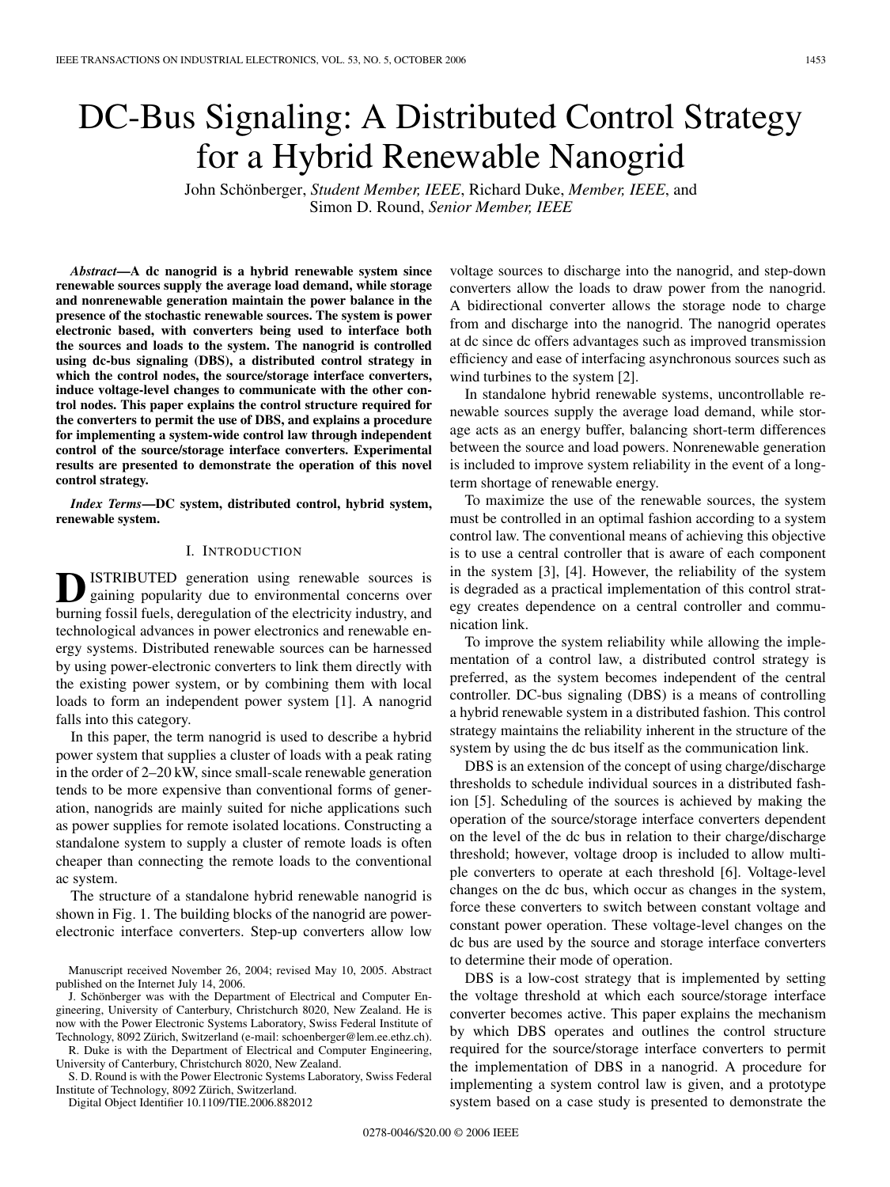# DC-Bus Signaling: A Distributed Control Strategy for a Hybrid Renewable Nanogrid

John Schönberger, *Student Member, IEEE*, Richard Duke, *Member, IEEE*, and Simon D. Round, *Senior Member, IEEE*

***Abstract*—A dc nanogrid is a hybrid renewable system since renewable sources supply the average load demand, while storage and nonrenewable generation maintain the power balance in the presence of the stochastic renewable sources. The system is power electronic based, with converters being used to interface both the sources and loads to the system. The nanogrid is controlled using dc-bus signaling (DBS), a distributed control strategy in which the control nodes, the source/storage interface converters, induce voltage-level changes to communicate with the other control nodes. This paper explains the control structure required for the converters to permit the use of DBS, and explains a procedure for implementing a system-wide control law through independent control of the source/storage interface converters. Experimental results are presented to demonstrate the operation of this novel control strategy.**

***Index Terms*—DC system, distributed control, hybrid system, renewable system.**

## I. Introduction

DISTRIBUTED generation using renewable sources is gaining popularity due to environmental concerns over burning fossil fuels, deregulation of the electricity industry, and technological advances in power electronics and renewable energy systems. Distributed renewable sources can be harnessed by using power-electronic converters to link them directly with the existing power system, or by combining them with local loads to form an independent power system [1]. A nanogrid falls into this category.

In this paper, the term nanogrid is used to describe a hybrid power system that supplies a cluster of loads with a peak rating in the order of 2–20 kW, since small-scale renewable generation tends to be more expensive than conventional forms of generation, nanogrids are mainly suited for niche applications such as power supplies for remote isolated locations. Constructing a standalone system to supply a cluster of remote loads is often cheaper than connecting the remote loads to the conventional ac system.

The structure of a standalone hybrid renewable nanogrid is shown in Fig. 1. The building blocks of the nanogrid are power-electronic interface converters. Step-up converters allow low voltage sources to discharge into the nanogrid, and step-down converters allow the loads to draw power from the nanogrid. A bidirectional converter allows the storage node to charge from and discharge into the nanogrid. The nanogrid operates at dc since dc offers advantages such as improved transmission efficiency and ease of interfacing asynchronous sources such as wind turbines to the system [2].

In standalone hybrid renewable systems, uncontrollable renewable sources supply the average load demand, while storage acts as an energy buffer, balancing short-term differences between the source and load powers. Nonrenewable generation is included to improve system reliability in the event of a long-term shortage of renewable energy.

To maximize the use of the renewable sources, the system must be controlled in an optimal fashion according to a system control law. The conventional means of achieving this objective is to use a central controller that is aware of each component in the system [3], [4]. However, the reliability of the system is degraded as a practical implementation of this control strategy creates dependence on a central controller and communication link.

To improve the system reliability while allowing the implementation of a control law, a distributed control strategy is preferred, as the system becomes independent of the central controller. DC-bus signaling (DBS) is a means of controlling a hybrid renewable system in a distributed fashion. This control strategy maintains the reliability inherent in the structure of the system by using the dc bus itself as the communication link.

DBS is an extension of the concept of using charge/discharge thresholds to schedule individual sources in a distributed fashion [5]. Scheduling of the sources is achieved by making the operation of the source/storage interface converters dependent on the level of the dc bus in relation to their charge/discharge threshold; however, voltage droop is included to allow multiple converters to operate at each threshold [6]. Voltage-level changes on the dc bus, which occur as changes in the system, force these converters to switch between constant voltage and constant power operation. These voltage-level changes on the dc bus are used by the source and storage interface converters to determine their mode of operation.

DBS is a low-cost strategy that is implemented by setting the voltage threshold at which each source/storage interface converter becomes active. This paper explains the mechanism by which DBS operates and outlines the control structure required for the source/storage interface converters to permit the implementation of DBS in a nanogrid. A procedure for implementing a system control law is given, and a prototype system based on a case study is presented to demonstrate the

Manuscript received November 26, 2004; revised May 10, 2005. Abstract published on the Internet July 14, 2006.

J. Schönberger was with the Department of Electrical and Computer Engineering, University of Canterbury, Christchurch 8020, New Zealand. He is now with the Power Electronic Systems Laboratory, Swiss Federal Institute of Technology, 8092 Zürich, Switzerland (e-mail: schoenberger@lem.ee.ethz.ch).

R. Duke is with the Department of Electrical and Computer Engineering, University of Canterbury, Christchurch 8020, New Zealand.

S. D. Round is with the Power Electronic Systems Laboratory, Swiss Federal Institute of Technology, 8092 Zürich, Switzerland.

Digital Object Identifier 10.1109/TIE.2006.882012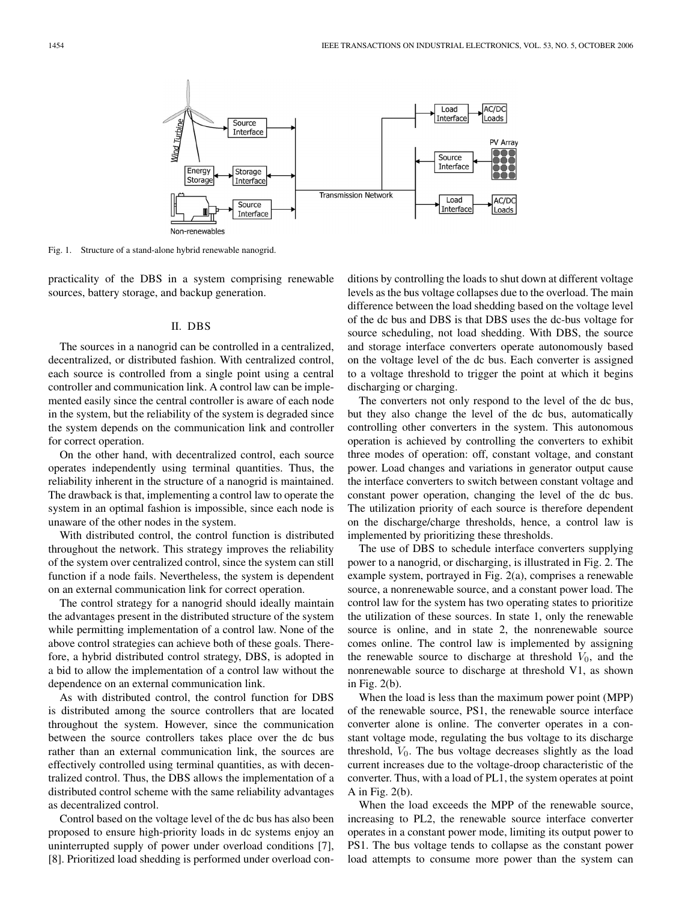Wind Turbine

Source Interface

Energy Storage

Storage Interface

Non-renewables

Source Interface

Transmission Network

Load Interface

AC/DC Loads

PV Array

Source Interface

Load Interface

AC/DC Loads

Fig. 1. Structure of a stand-alone hybrid renewable nanogrid.

practicality of the DBS in a system comprising renewable sources, battery storage, and backup generation.

## II. DBS

The sources in a nanogrid can be controlled in a centralized, decentralized, or distributed fashion. With centralized control, each source is controlled from a single point using a central controller and communication link. A control law can be implemented easily since the central controller is aware of each node in the system, but the reliability of the system is degraded since the system depends on the communication link and controller for correct operation.

On the other hand, with decentralized control, each source operates independently using terminal quantities. Thus, the reliability inherent in the structure of a nanogrid is maintained. The drawback is that, implementing a control law to operate the system in an optimal fashion is impossible, since each node is unaware of the other nodes in the system.

With distributed control, the control function is distributed throughout the network. This strategy improves the reliability of the system over centralized control, since the system can still function if a node fails. Nevertheless, the system is dependent on an external communication link for correct operation.

The control strategy for a nanogrid should ideally maintain the advantages present in the distributed structure of the system while permitting implementation of a control law. None of the above control strategies can achieve both of these goals. Therefore, a hybrid distributed control strategy, DBS, is adopted in a bid to allow the implementation of a control law without the dependence on an external communication link.

As with distributed control, the control function for DBS is distributed among the source controllers that are located throughout the system. However, since the communication between the source controllers takes place over the dc bus rather than an external communication link, the sources are effectively controlled using terminal quantities, as with decentralized control. Thus, the DBS allows the implementation of a distributed control scheme with the same reliability advantages as decentralized control.

Control based on the voltage level of the dc bus has also been proposed to ensure high-priority loads in dc systems enjoy an uninterrupted supply of power under overload conditions [7], [8]. Prioritized load shedding is performed under overload conditions by controlling the loads to shut down at different voltage levels as the bus voltage collapses due to the overload. The main difference between the load shedding based on the voltage level of the dc bus and DBS is that DBS uses the dc-bus voltage for source scheduling, not load shedding. With DBS, the source and storage interface converters operate autonomously based on the voltage level of the dc bus. Each converter is assigned to a voltage threshold to trigger the point at which it begins discharging or charging.

The converters not only respond to the level of the dc bus, but they also change the level of the dc bus, automatically controlling other converters in the system. This autonomous operation is achieved by controlling the converters to exhibit three modes of operation: off, constant voltage, and constant power. Load changes and variations in generator output cause the interface converters to switch between constant voltage and constant power operation, changing the level of the dc bus. The utilization priority of each source is therefore dependent on the discharge/charge thresholds, hence, a control law is implemented by prioritizing these thresholds.

The use of DBS to schedule interface converters supplying power to a nanogrid, or discharging, is illustrated in Fig. 2. The example system, portrayed in Fig. 2(a), comprises a renewable source, a nonrenewable source, and a constant power load. The control law for the system has two operating states to prioritize the utilization of these sources. In state 1, only the renewable source is online, and in state 2, the nonrenewable source comes online. The control law is implemented by assigning the renewable source to discharge at threshold $V_0$, and the nonrenewable source to discharge at threshold V1, as shown in Fig. 2(b).

When the load is less than the maximum power point (MPP) of the renewable source, PS1, the renewable source interface converter alone is online. The converter operates in a constant voltage mode, regulating the bus voltage to its discharge threshold, $V_0$. The bus voltage decreases slightly as the load current increases due to the voltage-droop characteristic of the converter. Thus, with a load of PL1, the system operates at point A in Fig. 2(b).

When the load exceeds the MPP of the renewable source, increasing to PL2, the renewable source interface converter operates in a constant power mode, limiting its output power to PS1. The bus voltage tends to collapse as the constant power load attempts to consume more power than the system can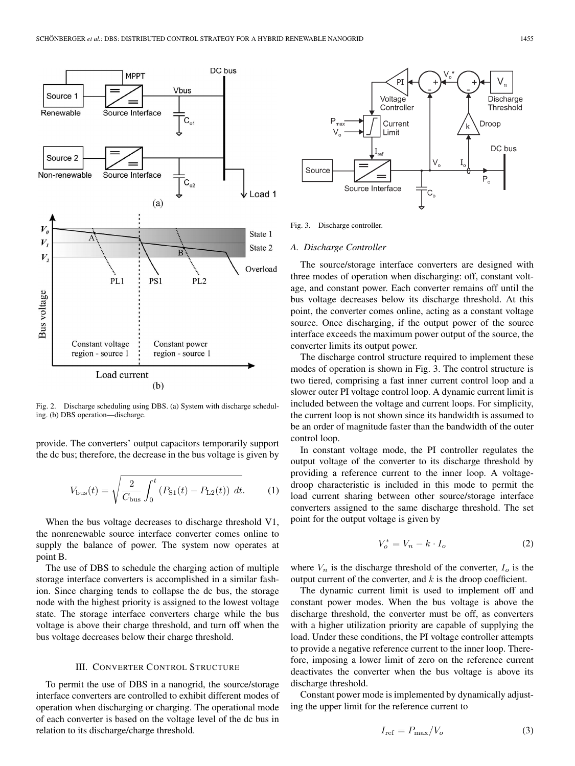Source 1

Renewable

MPPT

Source Interface

Vbus

$C_{o1}$

DC bus

Source 2

Non-renewable

Source Interface

$C_{o2}$

Load 1

(a)

$V_0$

$V_1$

$V_2$

A

B

State 1

State 2

Overload

PL1

PS1

PL2

Bus voltage

Constant voltage region - source 1

Constant power region - source 1

Load current

(b)

Fig. 2. Discharge scheduling using DBS. (a) System with discharge scheduling. (b) DBS operation—discharge.

provide. The converters' output capacitors temporarily support the dc bus; therefore, the decrease in the bus voltage is given by

$$V_{\text{bus}}(t) = \sqrt{\frac{2}{C_{\text{bus}}} \int_0^t \left(P_{\text{S1}}(t) - P_{\text{L2}}(t)\right)\, dt}. \tag{1}$$

When the bus voltage decreases to discharge threshold V1, the nonrenewable source interface converter comes online to supply the balance of power. The system now operates at point B.

The use of DBS to schedule the charging action of multiple storage interface converters is accomplished in a similar fashion. Since charging tends to collapse the dc bus, the storage node with the highest priority is assigned to the lowest voltage state. The storage interface converters charge while the bus voltage is above their charge threshold, and turn off when the bus voltage decreases below their charge threshold.

## III. Converter Control Structure

To permit the use of DBS in a nanogrid, the source/storage interface converters are controlled to exhibit different modes of operation when discharging or charging. The operational mode of each converter is based on the voltage level of the dc bus in relation to its discharge/charge threshold.

PI

Voltage Controller

$V_o^*$

$V_n$

Discharge Threshold

$P_{max}$

$V_o$

Current Limit

k

Droop

$I_{ref}$

DC bus

Source

Source Interface

$V_o$

$I_o$

$P_o$

$C_o$

Fig. 3. Discharge controller.

### A. Discharge Controller

The source/storage interface converters are designed with three modes of operation when discharging: off, constant voltage, and constant power. Each converter remains off until the bus voltage decreases below its discharge threshold. At this point, the converter comes online, acting as a constant voltage source. Once discharging, if the output power of the source interface exceeds the maximum power output of the source, the converter limits its output power.

The discharge control structure required to implement these modes of operation is shown in Fig. 3. The control structure is two tiered, comprising a fast inner current control loop and a slower outer PI voltage control loop. A dynamic current limit is included between the voltage and current loops. For simplicity, the current loop is not shown since its bandwidth is assumed to be an order of magnitude faster than the bandwidth of the outer control loop.

In constant voltage mode, the PI controller regulates the output voltage of the converter to its discharge threshold by providing a reference current to the inner loop. A voltage-droop characteristic is included in this mode to permit the load current sharing between other source/storage interface converters assigned to the same discharge threshold. The set point for the output voltage is given by

$$V_o^* = V_n - k \cdot I_o \tag{2}$$

where $V_n$ is the discharge threshold of the converter, $I_o$ is the output current of the converter, and $k$ is the droop coefficient.

The dynamic current limit is used to implement off and constant power modes. When the bus voltage is above the discharge threshold, the converter must be off, as converters with a higher utilization priority are capable of supplying the load. Under these conditions, the PI voltage controller attempts to provide a negative reference current to the inner loop. Therefore, imposing a lower limit of zero on the reference current deactivates the converter when the bus voltage is above its discharge threshold.

Constant power mode is implemented by dynamically adjusting the upper limit for the reference current to

$$I_{\text{ref}} = P_{\max}/V_o \tag{3}$$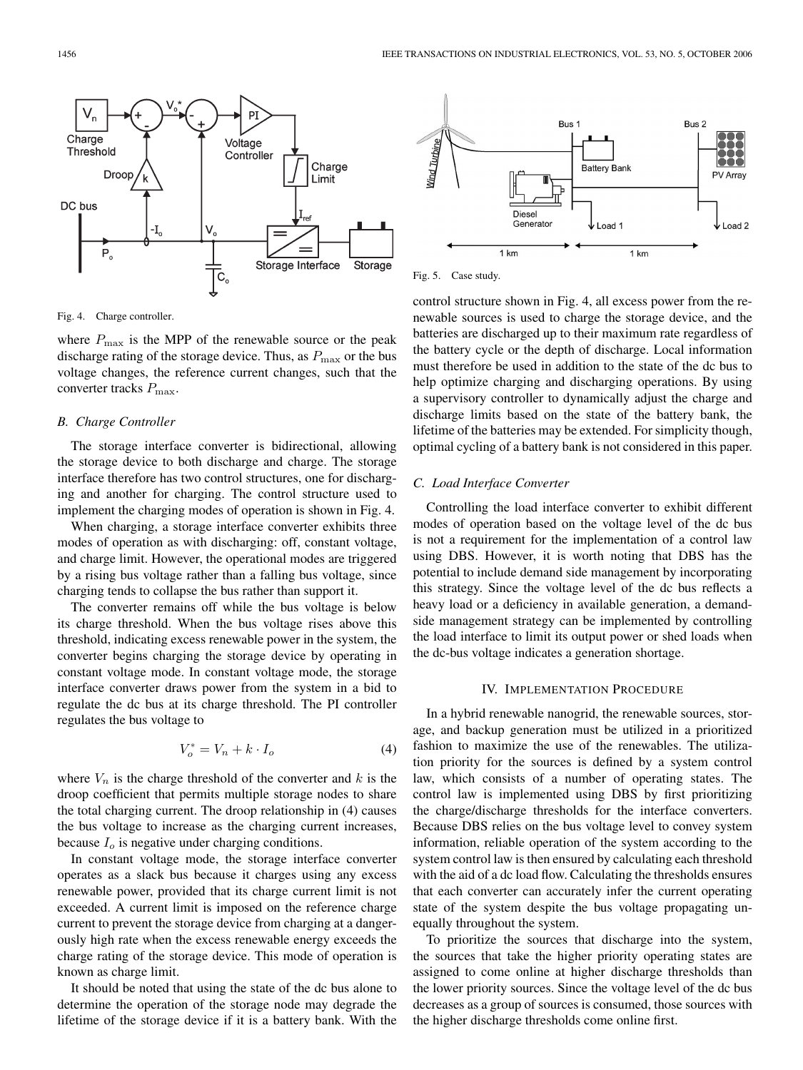Fig. 4. Charge controller.

where $P_{\max}$ is the MPP of the renewable source or the peak discharge rating of the storage device. Thus, as $P_{\max}$ or the bus voltage changes, the reference current changes, such that the converter tracks $P_{\max}$.

### *B. Charge Controller*

The storage interface converter is bidirectional, allowing the storage device to both discharge and charge. The storage interface therefore has two control structures, one for discharging and another for charging. The control structure used to implement the charging modes of operation is shown in Fig. 4.

When charging, a storage interface converter exhibits three modes of operation as with discharging: off, constant voltage, and charge limit. However, the operational modes are triggered by a rising bus voltage rather than a falling bus voltage, since charging tends to collapse the bus rather than support it.

The converter remains off while the bus voltage is below its charge threshold. When the bus voltage rises above this threshold, indicating excess renewable power in the system, the converter begins charging the storage device by operating in constant voltage mode. In constant voltage mode, the storage interface converter draws power from the system in a bid to regulate the dc bus at its charge threshold. The PI controller regulates the bus voltage to

$$V_o^* = V_n + k \cdot I_o \tag{4}$$

where $V_n$ is the charge threshold of the converter and $k$ is the droop coefficient that permits multiple storage nodes to share the total charging current. The droop relationship in (4) causes the bus voltage to increase as the charging current increases, because $I_o$ is negative under charging conditions.

In constant voltage mode, the storage interface converter operates as a slack bus because it charges using any excess renewable power, provided that its charge current limit is not exceeded. A current limit is imposed on the reference charge current to prevent the storage device from charging at a dangerously high rate when the excess renewable energy exceeds the charge rating of the storage device. This mode of operation is known as charge limit.

It should be noted that using the state of the dc bus alone to determine the operation of the storage node may degrade the lifetime of the storage device if it is a battery bank. With the control structure shown in Fig. 4, all excess power from the renewable sources is used to charge the storage device, and the batteries are discharged up to their maximum rate regardless of the battery cycle or the depth of discharge. Local information must therefore be used in addition to the state of the dc bus to help optimize charging and discharging operations. By using a supervisory controller to dynamically adjust the charge and discharge limits based on the state of the battery bank, the lifetime of the batteries may be extended. For simplicity though, optimal cycling of a battery bank is not considered in this paper.

Fig. 5. Case study.

### *C. Load Interface Converter*

Controlling the load interface converter to exhibit different modes of operation based on the voltage level of the dc bus is not a requirement for the implementation of a control law using DBS. However, it is worth noting that DBS has the potential to include demand side management by incorporating this strategy. Since the voltage level of the dc bus reflects a heavy load or a deficiency in available generation, a demand-side management strategy can be implemented by controlling the load interface to limit its output power or shed loads when the dc-bus voltage indicates a generation shortage.

## IV. Implementation Procedure

In a hybrid renewable nanogrid, the renewable sources, storage, and backup generation must be utilized in a prioritized fashion to maximize the use of the renewables. The utilization priority for the sources is defined by a system control law, which consists of a number of operating states. The control law is implemented using DBS by first prioritizing the charge/discharge thresholds for the interface converters. Because DBS relies on the bus voltage level to convey system information, reliable operation of the system according to the system control law is then ensured by calculating each threshold with the aid of a dc load flow. Calculating the thresholds ensures that each converter can accurately infer the current operating state of the system despite the bus voltage propagating unequally throughout the system.

To prioritize the sources that discharge into the system, the sources that take the higher priority operating states are assigned to come online at higher discharge thresholds than the lower priority sources. Since the voltage level of the dc bus decreases as a group of sources is consumed, those sources with the higher discharge thresholds come online first.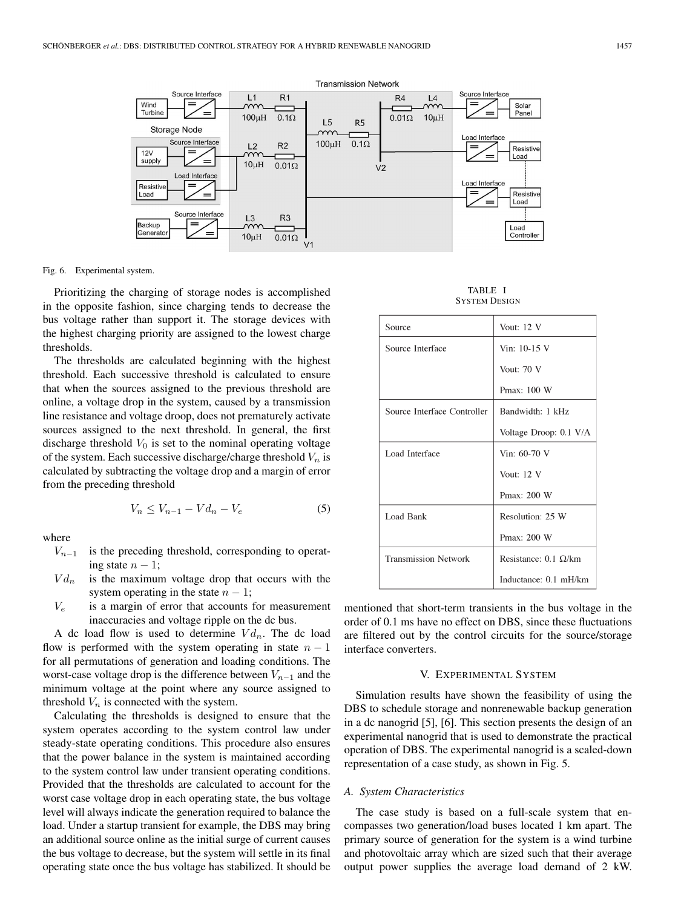Fig. 6. Experimental system.

Prioritizing the charging of storage nodes is accomplished in the opposite fashion, since charging tends to decrease the bus voltage rather than support it. The storage devices with the highest charging priority are assigned to the lowest charge thresholds.

The thresholds are calculated beginning with the highest threshold. Each successive threshold is calculated to ensure that when the sources assigned to the previous threshold are online, a voltage drop in the system, caused by a transmission line resistance and voltage droop, does not prematurely activate sources assigned to the next threshold. In general, the first discharge threshold $V_0$ is set to the nominal operating voltage of the system. Each successive discharge/charge threshold $V_n$ is calculated by subtracting the voltage drop and a margin of error from the preceding threshold

$$V_n \leq V_{n-1} - Vd_n - V_e \tag{5}$$

where

- $V_{n-1}$ is the preceding threshold, corresponding to operating state $n-1$;
- $Vd_n$ is the maximum voltage drop that occurs with the system operating in the state $n-1$;
- $V_e$ is a margin of error that accounts for measurement inaccuracies and voltage ripple on the dc bus.

A dc load flow is used to determine $Vd_n$. The dc load flow is performed with the system operating in state $n-1$ for all permutations of generation and loading conditions. The worst-case voltage drop is the difference between $V_{n-1}$ and the minimum voltage at the point where any source assigned to threshold $V_n$ is connected with the system.

Calculating the thresholds is designed to ensure that the system operates according to the system control law under steady-state operating conditions. This procedure also ensures that the power balance in the system is maintained according to the system control law under transient operating conditions. Provided that the thresholds are calculated to account for the worst case voltage drop in each operating state, the bus voltage level will always indicate the generation required to balance the load. Under a startup transient for example, the DBS may bring an additional source online as the initial surge of current causes the bus voltage to decrease, but the system will settle in its final operating state once the bus voltage has stabilized. It should be mentioned that short-term transients in the bus voltage in the order of 0.1 ms have no effect on DBS, since these fluctuations are filtered out by the control circuits for the source/storage interface converters.

TABLE I
SYSTEM DESIGN

| | |
|---|---|
| Source | Vout: 12 V |
| Source Interface | Vin: 10-15 V |
| | Vout: 70 V |
| | Pmax: 100 W |
| Source Interface Controller | Bandwidth: 1 kHz |
| | Voltage Droop: 0.1 V/A |
| Load Interface | Vin: 60-70 V |
| | Vout: 12 V |
| | Pmax: 200 W |
| Load Bank | Resolution: 25 W |
| | Pmax: 200 W |
| Transmission Network | Resistance: 0.1 Ω/km |
| | Inductance: 0.1 mH/km |

## V. Experimental System

Simulation results have shown the feasibility of using the DBS to schedule storage and nonrenewable backup generation in a dc nanogrid [5], [6]. This section presents the design of an experimental nanogrid that is used to demonstrate the practical operation of DBS. The experimental nanogrid is a scaled-down representation of a case study, as shown in Fig. 5.

### A. System Characteristics

The case study is based on a full-scale system that encompasses two generation/load buses located 1 km apart. The primary source of generation for the system is a wind turbine and photovoltaic array which are sized such that their average output power supplies the average load demand of 2 kW.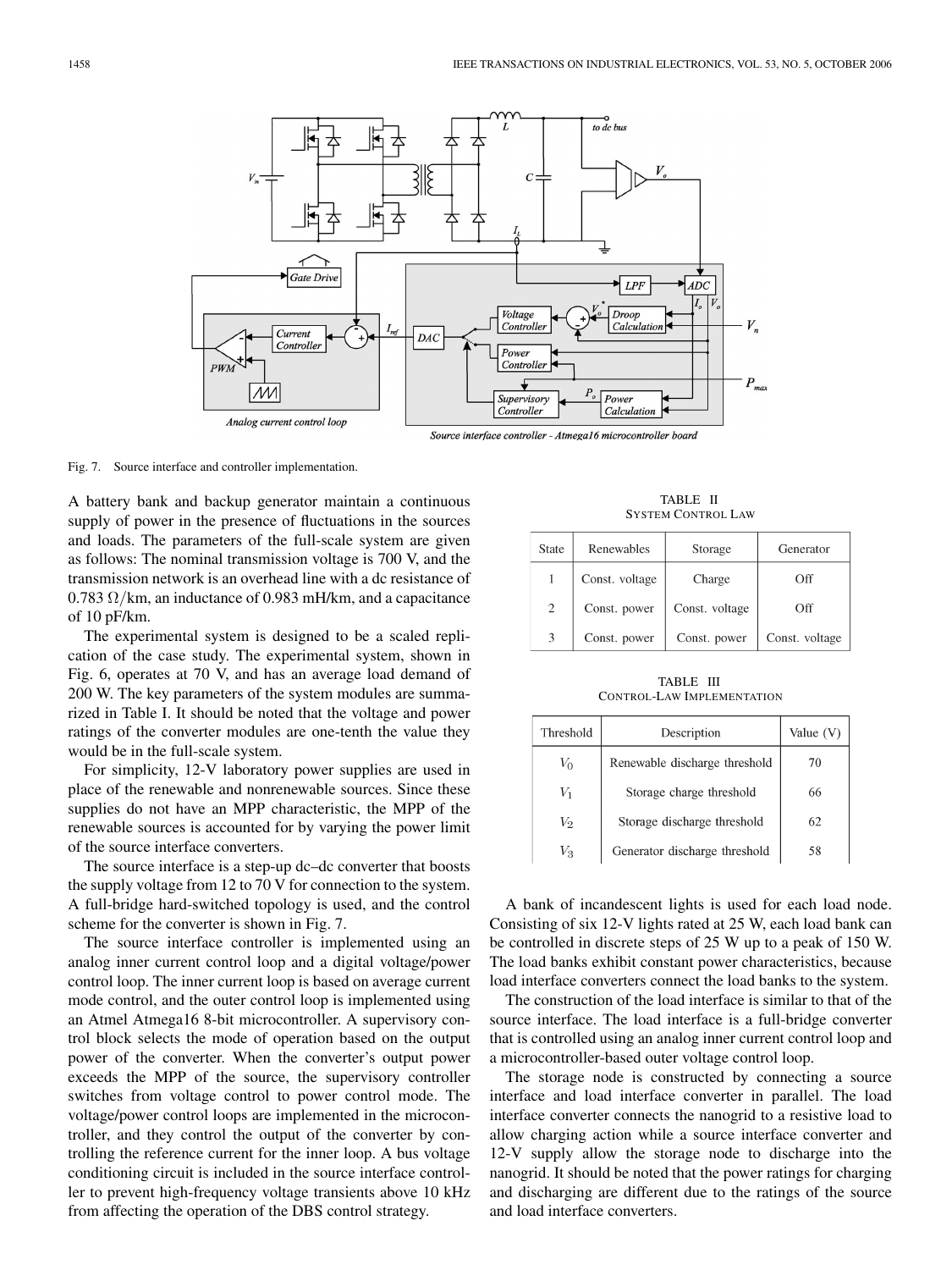Fig. 7. Source interface and controller implementation.

A battery bank and backup generator maintain a continuous supply of power in the presence of fluctuations in the sources and loads. The parameters of the full-scale system are given as follows: The nominal transmission voltage is 700 V, and the transmission network is an overhead line with a dc resistance of 0.783 Ω/km, an inductance of 0.983 mH/km, and a capacitance of 10 pF/km.

The experimental system is designed to be a scaled replication of the case study. The experimental system, shown in Fig. 6, operates at 70 V, and has an average load demand of 200 W. The key parameters of the system modules are summarized in Table I. It should be noted that the voltage and power ratings of the converter modules are one-tenth the value they would be in the full-scale system.

For simplicity, 12-V laboratory power supplies are used in place of the renewable and nonrenewable sources. Since these supplies do not have an MPP characteristic, the MPP of the renewable sources is accounted for by varying the power limit of the source interface converters.

The source interface is a step-up dc–dc converter that boosts the supply voltage from 12 to 70 V for connection to the system. A full-bridge hard-switched topology is used, and the control scheme for the converter is shown in Fig. 7.

The source interface controller is implemented using an analog inner current control loop and a digital voltage/power control loop. The inner current loop is based on average current mode control, and the outer control loop is implemented using an Atmel Atmega16 8-bit microcontroller. A supervisory control block selects the mode of operation based on the output power of the converter. When the converter's output power exceeds the MPP of the source, the supervisory controller switches from voltage control to power control mode. The voltage/power control loops are implemented in the microcontroller, and they control the output of the converter by controlling the reference current for the inner loop. A bus voltage conditioning circuit is included in the source interface controller to prevent high-frequency voltage transients above 10 kHz from affecting the operation of the DBS control strategy.

TABLE II
SYSTEM CONTROL LAW

| State | Renewables | Storage | Generator |
|---|---|---|---|
| 1 | Const. voltage | Charge | Off |
| 2 | Const. power | Const. voltage | Off |
| 3 | Const. power | Const. power | Const. voltage |

TABLE III
CONTROL-LAW IMPLEMENTATION

| Threshold | Description | Value (V) |
|---|---|---|
| $V_0$ | Renewable discharge threshold | 70 |
| $V_1$ | Storage charge threshold | 66 |
| $V_2$ | Storage discharge threshold | 62 |
| $V_3$ | Generator discharge threshold | 58 |

A bank of incandescent lights is used for each load node. Consisting of six 12-V lights rated at 25 W, each load bank can be controlled in discrete steps of 25 W up to a peak of 150 W. The load banks exhibit constant power characteristics, because load interface converters connect the load banks to the system.

The construction of the load interface is similar to that of the source interface. The load interface is a full-bridge converter that is controlled using an analog inner current control loop and a microcontroller-based outer voltage control loop.

The storage node is constructed by connecting a source interface and load interface converter in parallel. The load interface converter connects the nanogrid to a resistive load to allow charging action while a source interface converter and 12-V supply allow the storage node to discharge into the nanogrid. It should be noted that the power ratings for charging and discharging are different due to the ratings of the source and load interface converters.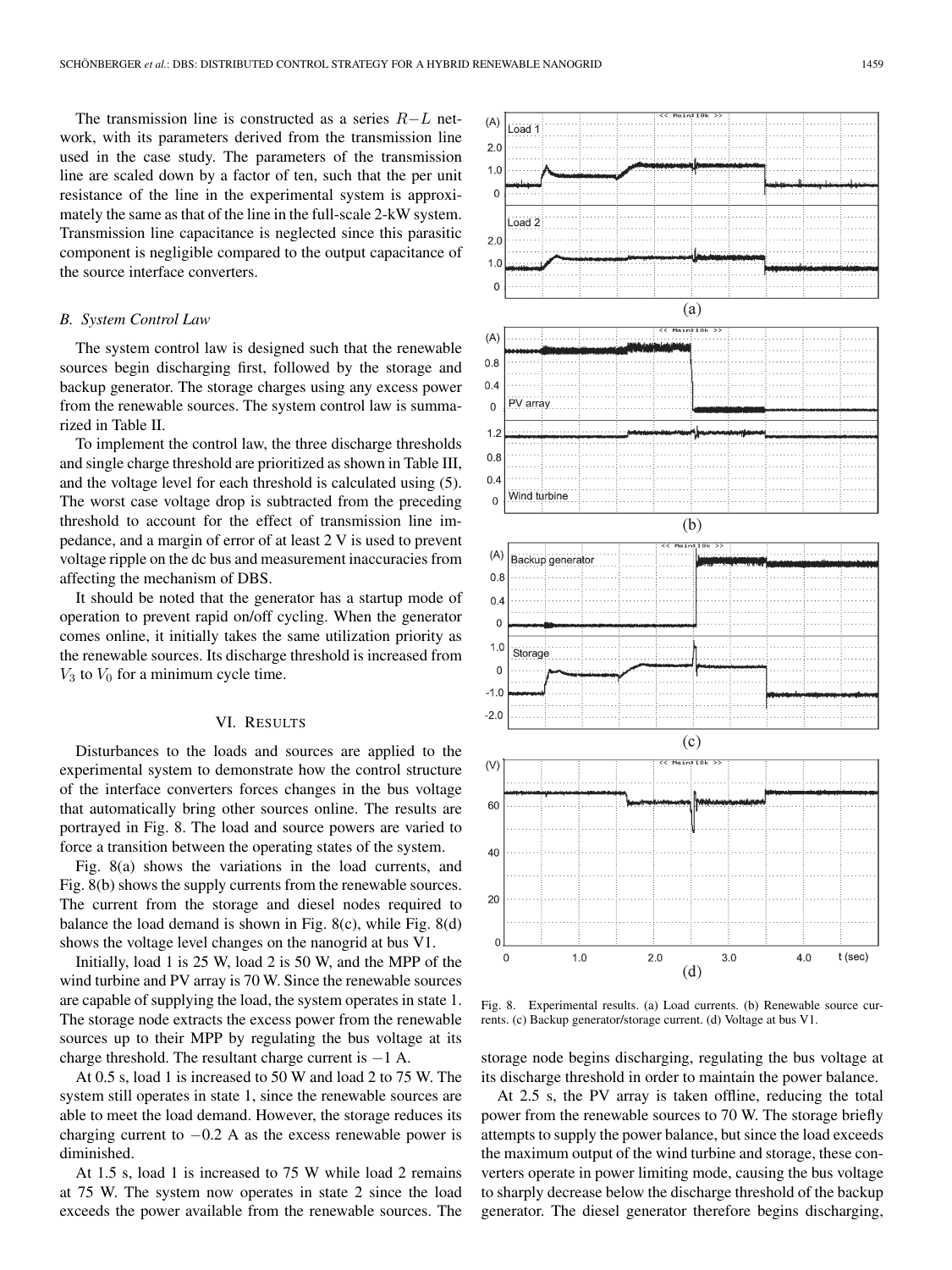The transmission line is constructed as a series $R$–$L$ network, with its parameters derived from the transmission line used in the case study. The parameters of the transmission line are scaled down by a factor of ten, such that the per unit resistance of the line in the experimental system is approximately the same as that of the line in the full-scale 2-kW system. Transmission line capacitance is neglected since this parasitic component is negligible compared to the output capacitance of the source interface converters.

### B. System Control Law

The system control law is designed such that the renewable sources begin discharging first, followed by the storage and backup generator. The storage charges using any excess power from the renewable sources. The system control law is summarized in Table II.

To implement the control law, the three discharge thresholds and single charge threshold are prioritized as shown in Table III, and the voltage level for each threshold is calculated using (5). The worst case voltage drop is subtracted from the preceding threshold to account for the effect of transmission line impedance, and a margin of error of at least 2 V is used to prevent voltage ripple on the dc bus and measurement inaccuracies from affecting the mechanism of DBS.

It should be noted that the generator has a startup mode of operation to prevent rapid on/off cycling. When the generator comes online, it initially takes the same utilization priority as the renewable sources. Its discharge threshold is increased from $V_3$ to $V_0$ for a minimum cycle time.

## VI. Results

Disturbances to the loads and sources are applied to the experimental system to demonstrate how the control structure of the interface converters forces changes in the bus voltage that automatically bring other sources online. The results are portrayed in Fig. 8. The load and source powers are varied to force a transition between the operating states of the system.

Fig. 8(a) shows the variations in the load currents, and Fig. 8(b) shows the supply currents from the renewable sources. The current from the storage and diesel nodes required to balance the load demand is shown in Fig. 8(c), while Fig. 8(d) shows the voltage level changes on the nanogrid at bus V1.

Initially, load 1 is 25 W, load 2 is 50 W, and the MPP of the wind turbine and PV array is 70 W. Since the renewable sources are capable of supplying the load, the system operates in state 1. The storage node extracts the excess power from the renewable sources up to their MPP by regulating the bus voltage at its charge threshold. The resultant charge current is $-1$ A.

At 0.5 s, load 1 is increased to 50 W and load 2 to 75 W. The system still operates in state 1, since the renewable sources are able to meet the load demand. However, the storage reduces its charging current to $-0.2$ A as the excess renewable power is diminished.

At 1.5 s, load 1 is increased to 75 W while load 2 remains at 75 W. The system now operates in state 2 since the load exceeds the power available from the renewable sources. The storage node begins discharging, regulating the bus voltage at its discharge threshold in order to maintain the power balance.

At 2.5 s, the PV array is taken offline, reducing the total power from the renewable sources to 70 W. The storage briefly attempts to supply the power balance, but since the load exceeds the maximum output of the wind turbine and storage, these converters operate in power limiting mode, causing the bus voltage to sharply decrease below the discharge threshold of the backup generator. The diesel generator therefore begins discharging,

Fig. 8. Experimental results. (a) Load currents. (b) Renewable source currents. (c) Backup generator/storage current. (d) Voltage at bus V1.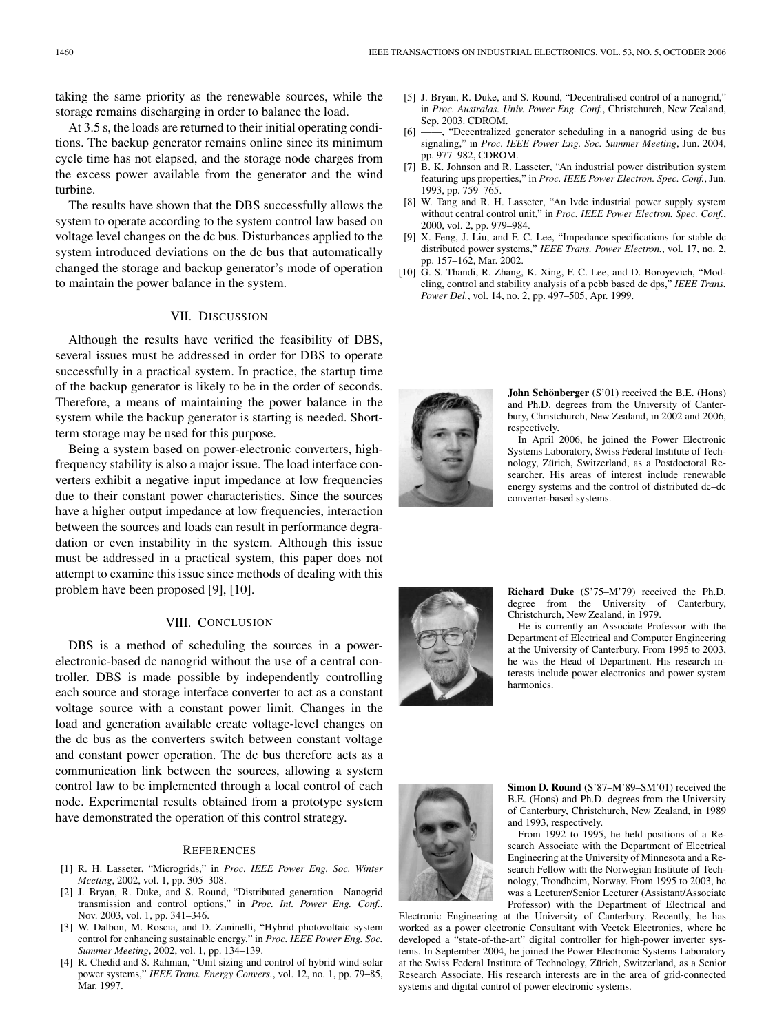taking the same priority as the renewable sources, while the storage remains discharging in order to balance the load.

At 3.5 s, the loads are returned to their initial operating conditions. The backup generator remains online since its minimum cycle time has not elapsed, and the storage node charges from the excess power available from the generator and the wind turbine.

The results have shown that the DBS successfully allows the system to operate according to the system control law based on voltage level changes on the dc bus. Disturbances applied to the system introduced deviations on the dc bus that automatically changed the storage and backup generator's mode of operation to maintain the power balance in the system.

## VII. Discussion

Although the results have verified the feasibility of DBS, several issues must be addressed in order for DBS to operate successfully in a practical system. In practice, the startup time of the backup generator is likely to be in the order of seconds. Therefore, a means of maintaining the power balance in the system while the backup generator is starting is needed. Short-term storage may be used for this purpose.

Being a system based on power-electronic converters, high-frequency stability is also a major issue. The load interface converters exhibit a negative input impedance at low frequencies due to their constant power characteristics. Since the sources have a higher output impedance at low frequencies, interaction between the sources and loads can result in performance degradation or even instability in the system. Although this issue must be addressed in a practical system, this paper does not attempt to examine this issue since methods of dealing with this problem have been proposed [9], [10].

## VIII. Conclusion

DBS is a method of scheduling the sources in a power-electronic-based dc nanogrid without the use of a central controller. DBS is made possible by independently controlling each source and storage interface converter to act as a constant voltage source with a constant power limit. Changes in the load and generation available create voltage-level changes on the dc bus as the converters switch between constant voltage and constant power operation. The dc bus therefore acts as a communication link between the sources, allowing a system control law to be implemented through a local control of each node. Experimental results obtained from a prototype system have demonstrated the operation of this control strategy.

## References

[1] R. H. Lasseter, "Microgrids," in *Proc. IEEE Power Eng. Soc. Winter Meeting*, 2002, vol. 1, pp. 305–308.

[2] J. Bryan, R. Duke, and S. Round, "Distributed generation—Nanogrid transmission and control options," in *Proc. Int. Power Eng. Conf.*, Nov. 2003, vol. 1, pp. 341–346.

[3] W. Dalbon, M. Roscia, and D. Zaninelli, "Hybrid photovoltaic system control for enhancing sustainable energy," in *Proc. IEEE Power Eng. Soc. Summer Meeting*, 2002, vol. 1, pp. 134–139.

[4] R. Chedid and S. Rahman, "Unit sizing and control of hybrid wind-solar power systems," *IEEE Trans. Energy Convers.*, vol. 12, no. 1, pp. 79–85, Mar. 1997.

[5] J. Bryan, R. Duke, and S. Round, "Decentralised control of a nanogrid," in *Proc. Australas. Univ. Power Eng. Conf.*, Christchurch, New Zealand, Sep. 2003. CDROM.

[6] ——, "Decentralized generator scheduling in a nanogrid using dc bus signaling," in *Proc. IEEE Power Eng. Soc. Summer Meeting*, Jun. 2004, pp. 977–982, CDROM.

[7] B. K. Johnson and R. Lasseter, "An industrial power distribution system featuring ups properties," in *Proc. IEEE Power Electron. Spec. Conf.*, Jun. 1993, pp. 759–765.

[8] W. Tang and R. H. Lasseter, "An lvdc industrial power supply system without central control unit," in *Proc. IEEE Power Electron. Spec. Conf.*, 2000, vol. 2, pp. 979–984.

[9] X. Feng, J. Liu, and F. C. Lee, "Impedance specifications for stable dc distributed power systems," *IEEE Trans. Power Electron.*, vol. 17, no. 2, pp. 157–162, Mar. 2002.

[10] G. S. Thandi, R. Zhang, K. Xing, F. C. Lee, and D. Boroyevich, "Modeling, control and stability analysis of a pebb based dc dps," *IEEE Trans. Power Del.*, vol. 14, no. 2, pp. 497–505, Apr. 1999.

**John Schönberger** (S'01) received the B.E. (Hons) and Ph.D. degrees from the University of Canterbury, Christchurch, New Zealand, in 2002 and 2006, respectively.

In April 2006, he joined the Power Electronic Systems Laboratory, Swiss Federal Institute of Technology, Zürich, Switzerland, as a Postdoctoral Researcher. His areas of interest include renewable energy systems and the control of distributed dc–dc converter-based systems.

**Richard Duke** (S'75–M'79) received the Ph.D. degree from the University of Canterbury, Christchurch, New Zealand, in 1979.

He is currently an Associate Professor with the Department of Electrical and Computer Engineering at the University of Canterbury. From 1995 to 2003, he was the Head of Department. His research interests include power electronics and power system harmonics.

**Simon D. Round** (S'87–M'89–SM'01) received the B.E. (Hons) and Ph.D. degrees from the University of Canterbury, Christchurch, New Zealand, in 1989 and 1993, respectively.

From 1992 to 1995, he held positions of a Research Associate with the Department of Electrical Engineering at the University of Minnesota and a Research Fellow with the Norwegian Institute of Technology, Trondheim, Norway. From 1995 to 2003, he was a Lecturer/Senior Lecturer (Assistant/Associate Professor) with the Department of Electrical and Electronic Engineering at the University of Canterbury. Recently, he has worked as a power electronic Consultant with Vectek Electronics, where he developed a "state-of-the-art" digital controller for high-power inverter systems. In September 2004, he joined the Power Electronic Systems Laboratory at the Swiss Federal Institute of Technology, Zürich, Switzerland, as a Senior Research Associate. His research interests are in the area of grid-connected systems and digital control of power electronic systems.